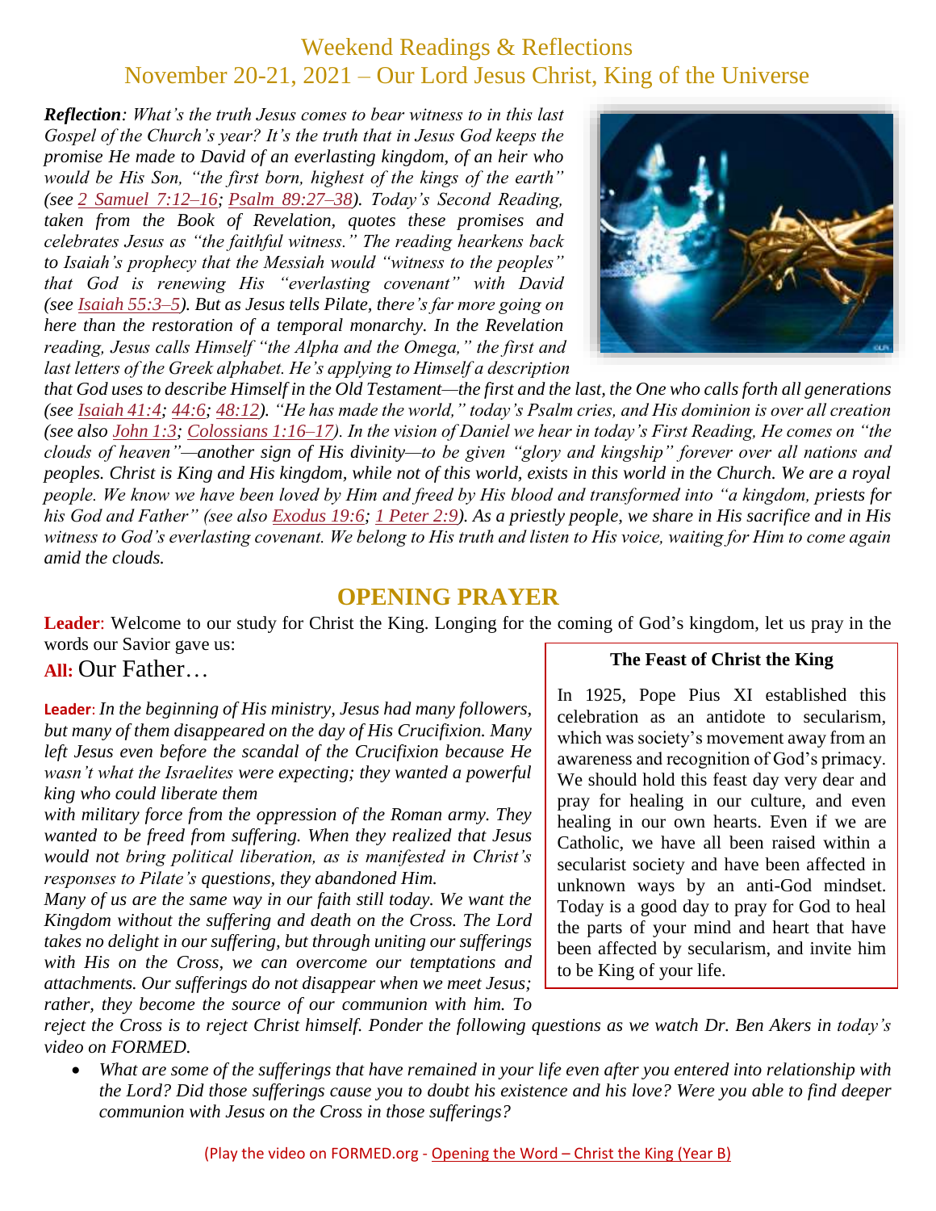# Weekend Readings & Reflections
## November 20-21, 2021 – Our Lord Jesus Christ, King of the Universe

***Reflection**: What's the truth Jesus comes to bear witness to in this last Gospel of the Church's year? It's the truth that in Jesus God keeps the promise He made to David of an everlasting kingdom, of an heir who would be His Son, "the first born, highest of the kings of the earth" (see 2 Samuel 7:12–16; Psalm 89:27–38). Today's Second Reading, taken from the Book of Revelation, quotes these promises and celebrates Jesus as "the faithful witness." The reading hearkens back to Isaiah's prophecy that the Messiah would "witness to the peoples" that God is renewing His "everlasting covenant" with David (see Isaiah 55:3–5). But as Jesus tells Pilate, there's far more going on here than the restoration of a temporal monarchy. In the Revelation reading, Jesus calls Himself "the Alpha and the Omega," the first and last letters of the Greek alphabet. He's applying to Himself a description that God uses to describe Himself in the Old Testament—the first and the last, the One who calls forth all generations (see Isaiah 41:4; 44:6; 48:12). "He has made the world," today's Psalm cries, and His dominion is over all creation (see also John 1:3; Colossians 1:16–17). In the vision of Daniel we hear in today's First Reading, He comes on "the clouds of heaven"—another sign of His divinity—to be given "glory and kingship" forever over all nations and peoples. Christ is King and His kingdom, while not of this world, exists in this world in the Church. We are a royal people. We know we have been loved by Him and freed by His blood and transformed into "a kingdom, priests for his God and Father" (see also Exodus 19:6; 1 Peter 2:9). As a priestly people, we share in His sacrifice and in His witness to God's everlasting covenant. We belong to His truth and listen to His voice, waiting for Him to come again amid the clouds.*

## OPENING PRAYER

**Leader**: Welcome to our study for Christ the King. Longing for the coming of God's kingdom, let us pray in the words our Savior gave us:

**All:** Our Father…

**Leader**: *In the beginning of His ministry, Jesus had many followers, but many of them disappeared on the day of His Crucifixion. Many left Jesus even before the scandal of the Crucifixion because He wasn't what the Israelites were expecting; they wanted a powerful king who could liberate them with military force from the oppression of the Roman army. They wanted to be freed from suffering. When they realized that Jesus would not bring political liberation, as is manifested in Christ's responses to Pilate's questions, they abandoned Him.*

*Many of us are the same way in our faith still today. We want the Kingdom without the suffering and death on the Cross. The Lord takes no delight in our suffering, but through uniting our sufferings with His on the Cross, we can overcome our temptations and attachments. Our sufferings do not disappear when we meet Jesus; rather, they become the source of our communion with him. To reject the Cross is to reject Christ himself. Ponder the following questions as we watch Dr. Ben Akers in today's video on FORMED.*

- *What are some of the sufferings that have remained in your life even after you entered into relationship with the Lord? Did those sufferings cause you to doubt his existence and his love? Were you able to find deeper communion with Jesus on the Cross in those sufferings?*

**The Feast of Christ the King**

In 1925, Pope Pius XI established this celebration as an antidote to secularism, which was society's movement away from an awareness and recognition of God's primacy. We should hold this feast day very dear and pray for healing in our culture, and even healing in our own hearts. Even if we are Catholic, we have all been raised within a secularist society and have been affected in unknown ways by an anti-God mindset. Today is a good day to pray for God to heal the parts of your mind and heart that have been affected by secularism, and invite him to be King of your life.

(Play the video on FORMED.org - Opening the Word – Christ the King (Year B)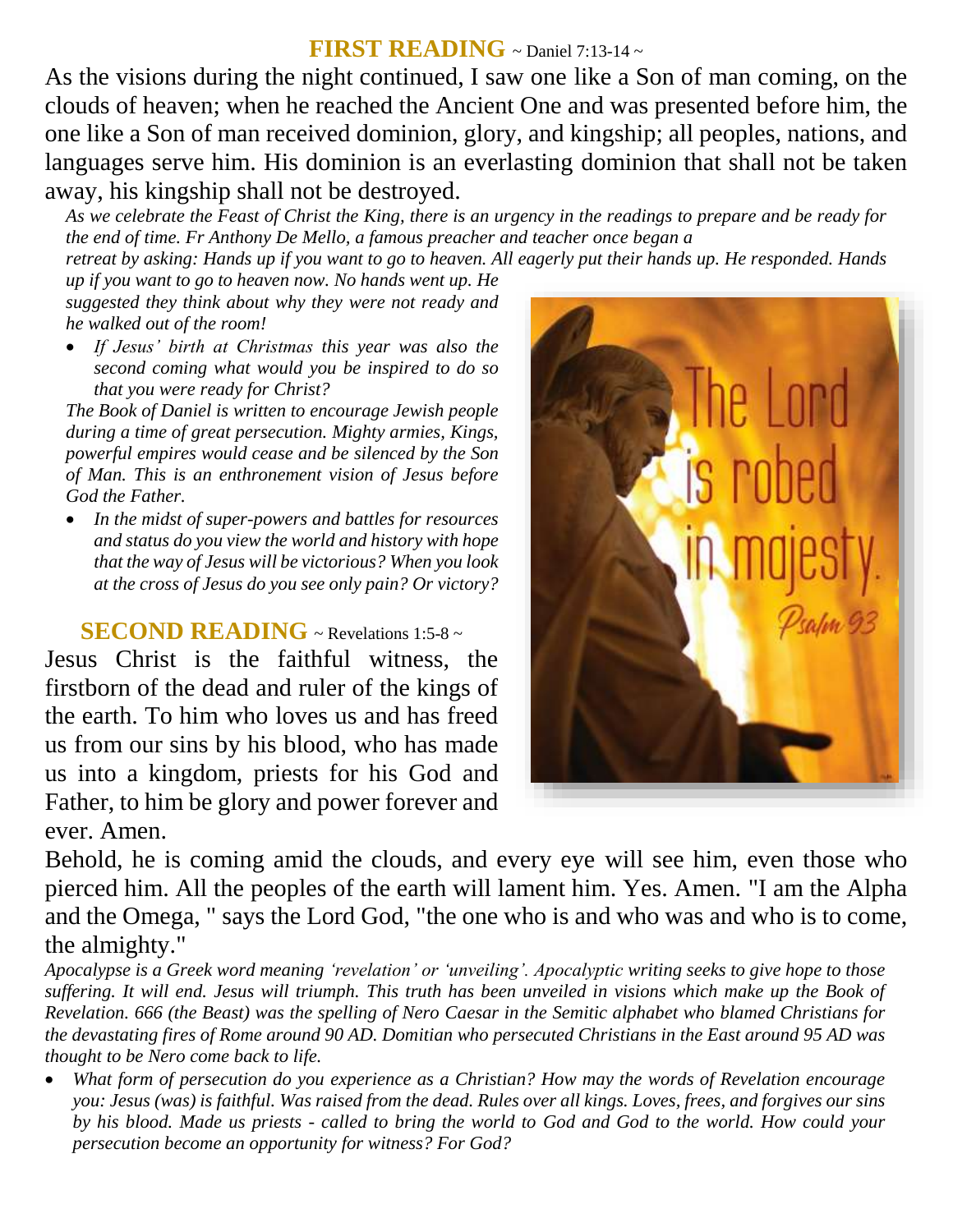## **FIRST READING** ~ Daniel 7:13-14 ~

As the visions during the night continued, I saw one like a Son of man coming, on the clouds of heaven; when he reached the Ancient One and was presented before him, the one like a Son of man received dominion, glory, and kingship; all peoples, nations, and languages serve him. His dominion is an everlasting dominion that shall not be taken away, his kingship shall not be destroyed.

*As we celebrate the Feast of Christ the King, there is an urgency in the readings to prepare and be ready for the end of time. Fr Anthony De Mello, a famous preacher and teacher once began a retreat by asking: Hands up if you want to go to heaven. All eagerly put their hands up. He responded. Hands up if you want to go to heaven now. No hands went up. He suggested they think about why they were not ready and he walked out of the room!*

- *If Jesus' birth at Christmas this year was also the second coming what would you be inspired to do so that you were ready for Christ?*

*The Book of Daniel is written to encourage Jewish people during a time of great persecution. Mighty armies, Kings, powerful empires would cease and be silenced by the Son of Man. This is an enthronement vision of Jesus before God the Father.*

- *In the midst of super-powers and battles for resources and status do you view the world and history with hope that the way of Jesus will be victorious? When you look at the cross of Jesus do you see only pain? Or victory?*

## **SECOND READING** ~ Revelations 1:5-8 ~

Jesus Christ is the faithful witness, the firstborn of the dead and ruler of the kings of the earth. To him who loves us and has freed us from our sins by his blood, who has made us into a kingdom, priests for his God and Father, to him be glory and power forever and ever. Amen.

Behold, he is coming amid the clouds, and every eye will see him, even those who pierced him. All the peoples of the earth will lament him. Yes. Amen. "I am the Alpha and the Omega, " says the Lord God, "the one who is and who was and who is to come, the almighty."

*Apocalypse is a Greek word meaning 'revelation' or 'unveiling'. Apocalyptic writing seeks to give hope to those suffering. It will end. Jesus will triumph. This truth has been unveiled in visions which make up the Book of Revelation. 666 (the Beast) was the spelling of Nero Caesar in the Semitic alphabet who blamed Christians for the devastating fires of Rome around 90 AD. Domitian who persecuted Christians in the East around 95 AD was thought to be Nero come back to life.*

- *What form of persecution do you experience as a Christian? How may the words of Revelation encourage you: Jesus (was) is faithful. Was raised from the dead. Rules over all kings. Loves, frees, and forgives our sins by his blood. Made us priests - called to bring the world to God and God to the world. How could your persecution become an opportunity for witness? For God?*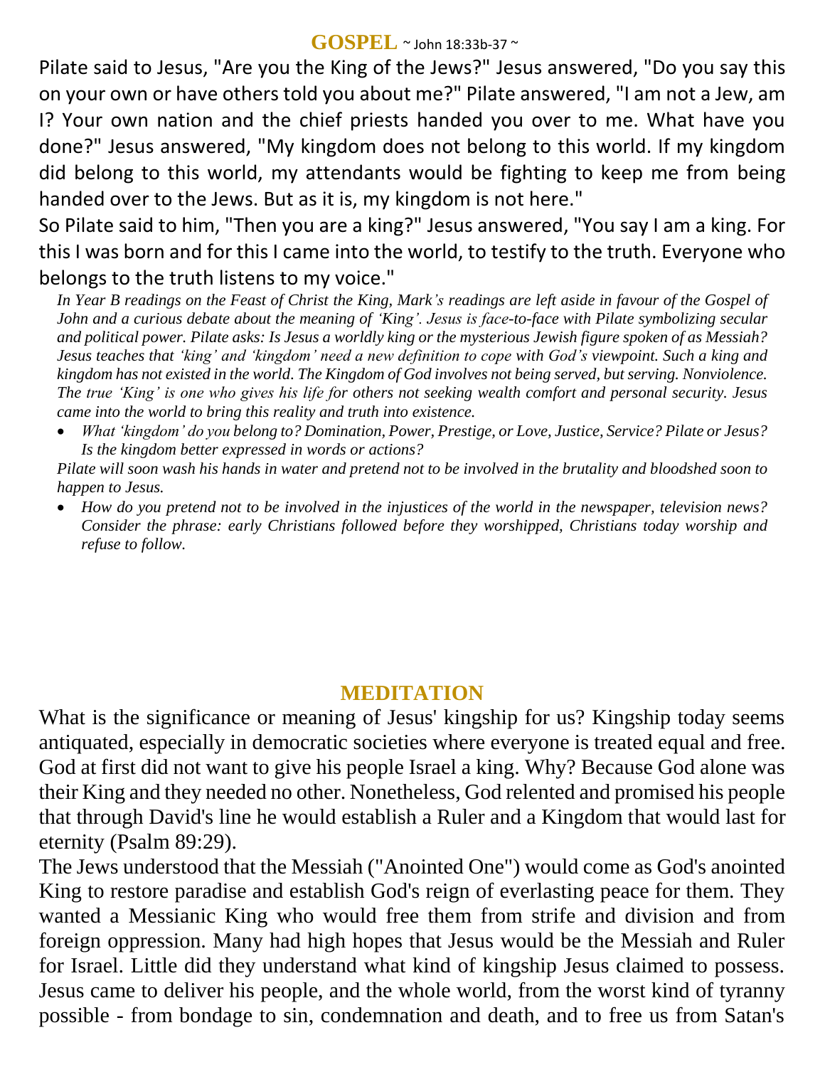## GOSPEL ~ John 18:33b-37 ~

Pilate said to Jesus, "Are you the King of the Jews?" Jesus answered, "Do you say this on your own or have others told you about me?" Pilate answered, "I am not a Jew, am I? Your own nation and the chief priests handed you over to me. What have you done?" Jesus answered, "My kingdom does not belong to this world. If my kingdom did belong to this world, my attendants would be fighting to keep me from being handed over to the Jews. But as it is, my kingdom is not here."

So Pilate said to him, "Then you are a king?" Jesus answered, "You say I am a king. For this I was born and for this I came into the world, to testify to the truth. Everyone who belongs to the truth listens to my voice."

*In Year B readings on the Feast of Christ the King, Mark's readings are left aside in favour of the Gospel of John and a curious debate about the meaning of 'King'. Jesus is face-to-face with Pilate symbolizing secular and political power. Pilate asks: Is Jesus a worldly king or the mysterious Jewish figure spoken of as Messiah? Jesus teaches that 'king' and 'kingdom' need a new definition to cope with God's viewpoint. Such a king and kingdom has not existed in the world. The Kingdom of God involves not being served, but serving. Nonviolence. The true 'King' is one who gives his life for others not seeking wealth comfort and personal security. Jesus came into the world to bring this reality and truth into existence.*

- *What 'kingdom' do you belong to? Domination, Power, Prestige, or Love, Justice, Service? Pilate or Jesus? Is the kingdom better expressed in words or actions?*

*Pilate will soon wash his hands in water and pretend not to be involved in the brutality and bloodshed soon to happen to Jesus.*

- *How do you pretend not to be involved in the injustices of the world in the newspaper, television news? Consider the phrase: early Christians followed before they worshipped, Christians today worship and refuse to follow.*

## MEDITATION

What is the significance or meaning of Jesus' kingship for us? Kingship today seems antiquated, especially in democratic societies where everyone is treated equal and free. God at first did not want to give his people Israel a king. Why? Because God alone was their King and they needed no other. Nonetheless, God relented and promised his people that through David's line he would establish a Ruler and a Kingdom that would last for eternity (Psalm 89:29).

The Jews understood that the Messiah ("Anointed One") would come as God's anointed King to restore paradise and establish God's reign of everlasting peace for them. They wanted a Messianic King who would free them from strife and division and from foreign oppression. Many had high hopes that Jesus would be the Messiah and Ruler for Israel. Little did they understand what kind of kingship Jesus claimed to possess. Jesus came to deliver his people, and the whole world, from the worst kind of tyranny possible - from bondage to sin, condemnation and death, and to free us from Satan's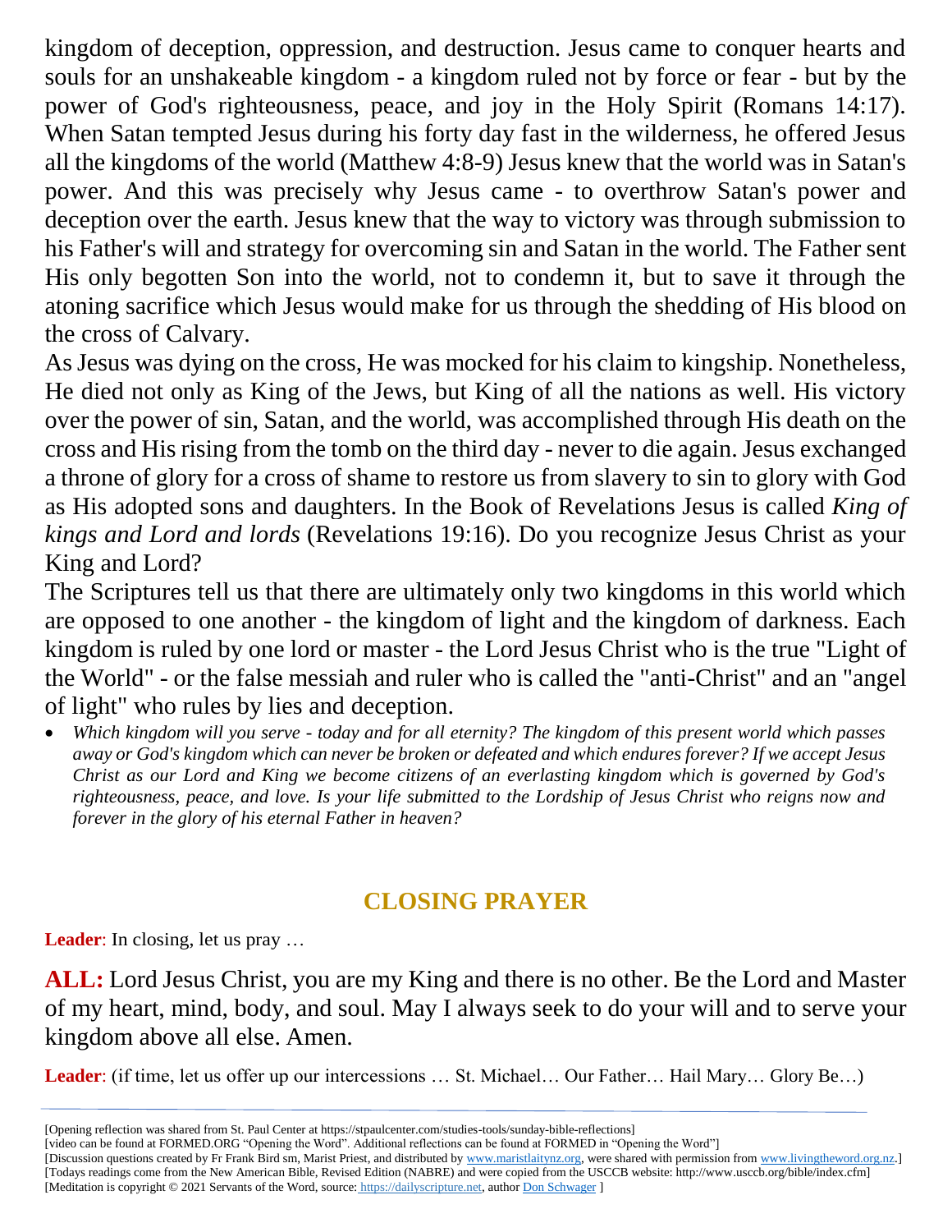kingdom of deception, oppression, and destruction. Jesus came to conquer hearts and souls for an unshakeable kingdom - a kingdom ruled not by force or fear - but by the power of God's righteousness, peace, and joy in the Holy Spirit (Romans 14:17). When Satan tempted Jesus during his forty day fast in the wilderness, he offered Jesus all the kingdoms of the world (Matthew 4:8-9) Jesus knew that the world was in Satan's power. And this was precisely why Jesus came - to overthrow Satan's power and deception over the earth. Jesus knew that the way to victory was through submission to his Father's will and strategy for overcoming sin and Satan in the world. The Father sent His only begotten Son into the world, not to condemn it, but to save it through the atoning sacrifice which Jesus would make for us through the shedding of His blood on the cross of Calvary.

As Jesus was dying on the cross, He was mocked for his claim to kingship. Nonetheless, He died not only as King of the Jews, but King of all the nations as well. His victory over the power of sin, Satan, and the world, was accomplished through His death on the cross and His rising from the tomb on the third day - never to die again. Jesus exchanged a throne of glory for a cross of shame to restore us from slavery to sin to glory with God as His adopted sons and daughters. In the Book of Revelations Jesus is called *King of kings and Lord and lords* (Revelations 19:16). Do you recognize Jesus Christ as your King and Lord?

The Scriptures tell us that there are ultimately only two kingdoms in this world which are opposed to one another - the kingdom of light and the kingdom of darkness. Each kingdom is ruled by one lord or master - the Lord Jesus Christ who is the true "Light of the World" - or the false messiah and ruler who is called the "anti-Christ" and an "angel of light" who rules by lies and deception.

- *Which kingdom will you serve - today and for all eternity? The kingdom of this present world which passes away or God's kingdom which can never be broken or defeated and which endures forever? If we accept Jesus Christ as our Lord and King we become citizens of an everlasting kingdom which is governed by God's righteousness, peace, and love. Is your life submitted to the Lordship of Jesus Christ who reigns now and forever in the glory of his eternal Father in heaven?*

## CLOSING PRAYER

**Leader**: In closing, let us pray …

**ALL:** Lord Jesus Christ, you are my King and there is no other. Be the Lord and Master of my heart, mind, body, and soul. May I always seek to do your will and to serve your kingdom above all else. Amen.

**Leader**: (if time, let us offer up our intercessions … St. Michael… Our Father… Hail Mary… Glory Be…)

---

[Opening reflection was shared from St. Paul Center at https://stpaulcenter.com/studies-tools/sunday-bible-reflections]
[video can be found at FORMED.ORG "Opening the Word". Additional reflections can be found at FORMED in "Opening the Word"]
[Discussion questions created by Fr Frank Bird sm, Marist Priest, and distributed by www.maristlaitynz.org, were shared with permission from www.livingtheword.org.nz.]
[Todays readings come from the New American Bible, Revised Edition (NABRE) and were copied from the USCCB website: http://www.usccb.org/bible/index.cfm]
[Meditation is copyright © 2021 Servants of the Word, source: https://dailyscripture.net, author Don Schwager ]